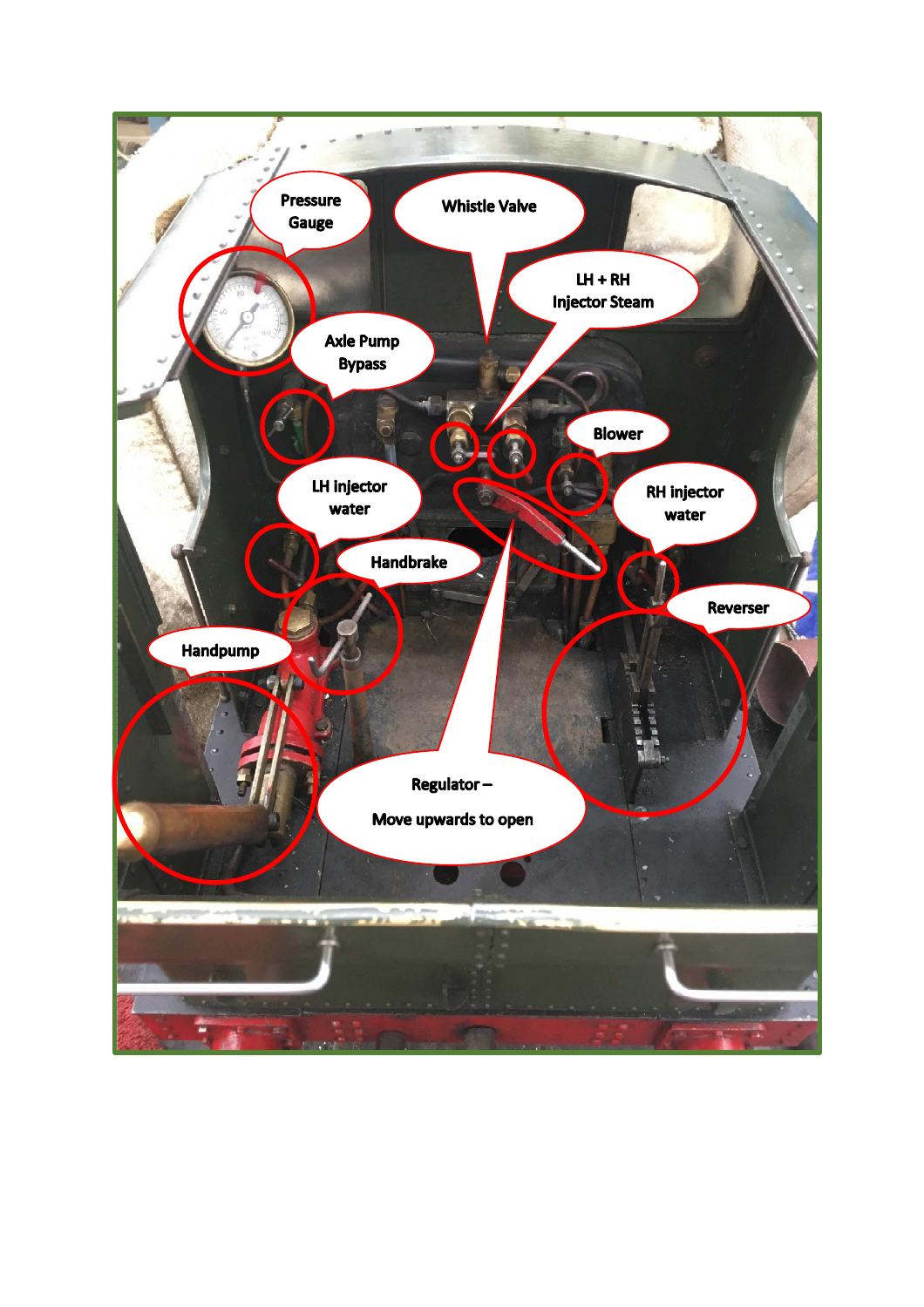Pressure Gauge

Whistle Valve

LH + RH Injector Steam

Axle Pump Bypass

Blower

LH injector water

RH injector water

Handbrake

Reverser

Handpump

Regulator – Move upwards to open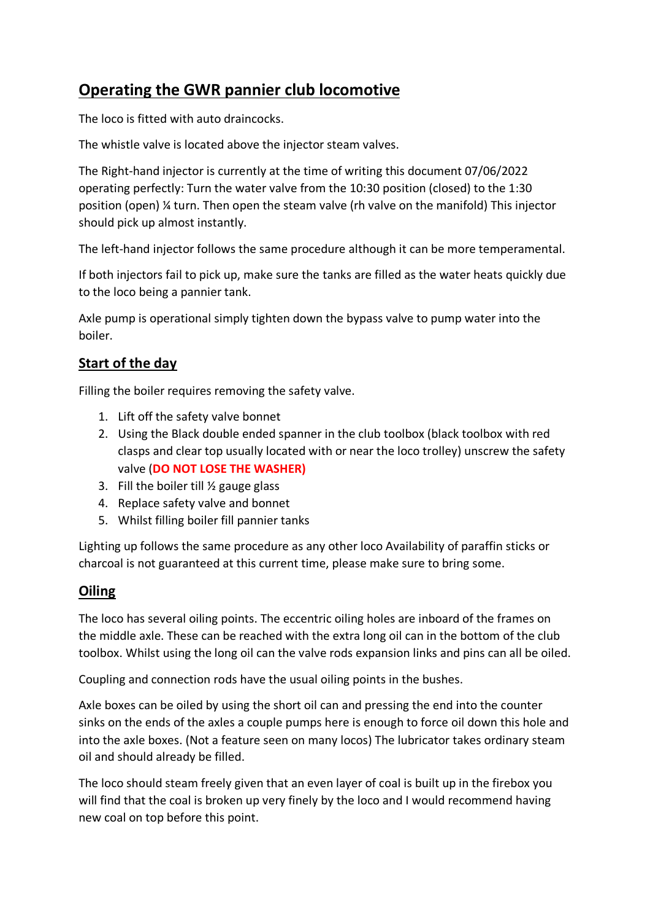# Operating the GWR pannier club locomotive

The loco is fitted with auto draincocks.

The whistle valve is located above the injector steam valves.

The Right-hand injector is currently at the time of writing this document 07/06/2022 operating perfectly: Turn the water valve from the 10:30 position (closed) to the 1:30 position (open) ¼ turn. Then open the steam valve (rh valve on the manifold) This injector should pick up almost instantly.

The left-hand injector follows the same procedure although it can be more temperamental.

If both injectors fail to pick up, make sure the tanks are filled as the water heats quickly due to the loco being a pannier tank.

Axle pump is operational simply tighten down the bypass valve to pump water into the boiler.

## Start of the day

Filling the boiler requires removing the safety valve.

1. Lift off the safety valve bonnet
2. Using the Black double ended spanner in the club toolbox (black toolbox with red clasps and clear top usually located with or near the loco trolley) unscrew the safety valve (**DO NOT LOSE THE WASHER)**
3. Fill the boiler till ½ gauge glass
4. Replace safety valve and bonnet
5. Whilst filling boiler fill pannier tanks

Lighting up follows the same procedure as any other loco Availability of paraffin sticks or charcoal is not guaranteed at this current time, please make sure to bring some.

## Oiling

The loco has several oiling points. The eccentric oiling holes are inboard of the frames on the middle axle. These can be reached with the extra long oil can in the bottom of the club toolbox. Whilst using the long oil can the valve rods expansion links and pins can all be oiled.

Coupling and connection rods have the usual oiling points in the bushes.

Axle boxes can be oiled by using the short oil can and pressing the end into the counter sinks on the ends of the axles a couple pumps here is enough to force oil down this hole and into the axle boxes. (Not a feature seen on many locos) The lubricator takes ordinary steam oil and should already be filled.

The loco should steam freely given that an even layer of coal is built up in the firebox you will find that the coal is broken up very finely by the loco and I would recommend having new coal on top before this point.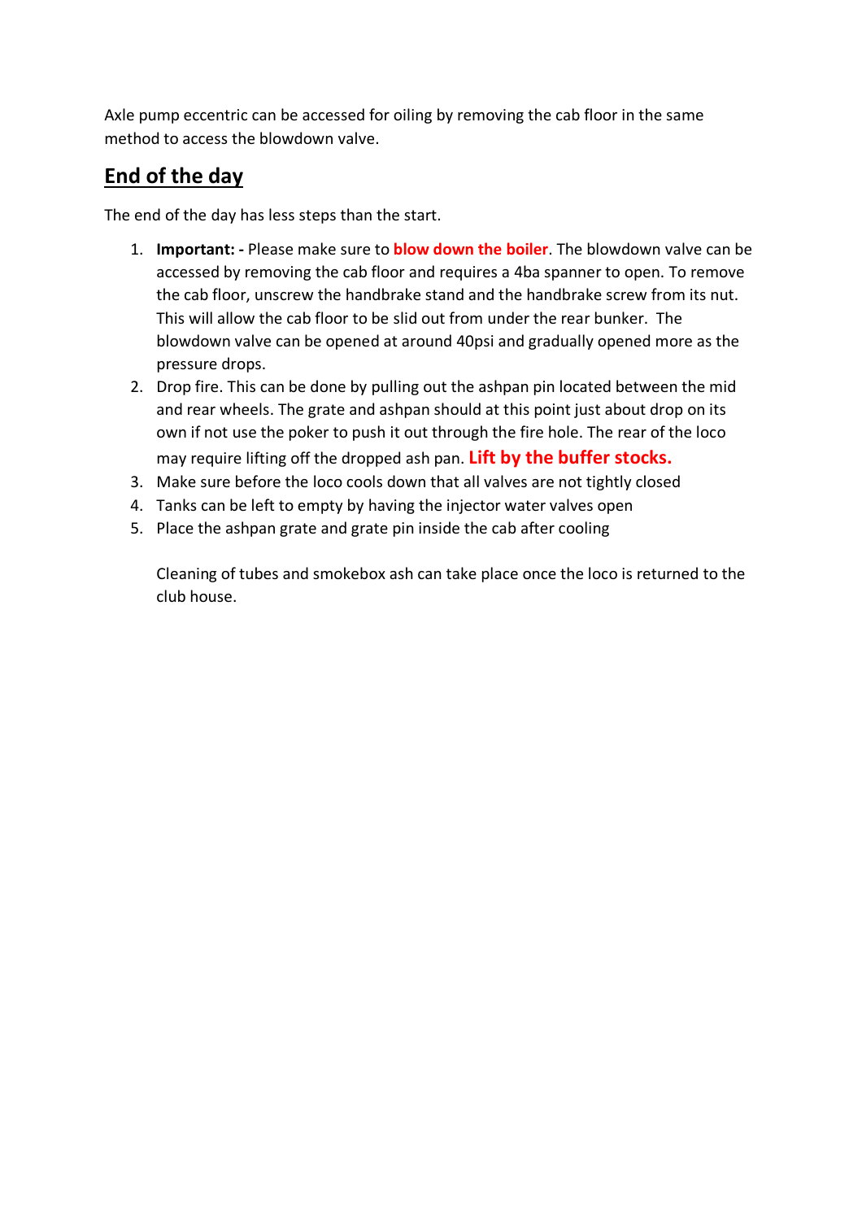Axle pump eccentric can be accessed for oiling by removing the cab floor in the same method to access the blowdown valve.

## End of the day

The end of the day has less steps than the start.

1. **Important: -** Please make sure to **blow down the boiler**. The blowdown valve can be accessed by removing the cab floor and requires a 4ba spanner to open. To remove the cab floor, unscrew the handbrake stand and the handbrake screw from its nut. This will allow the cab floor to be slid out from under the rear bunker. The blowdown valve can be opened at around 40psi and gradually opened more as the pressure drops.
2. Drop fire. This can be done by pulling out the ashpan pin located between the mid and rear wheels. The grate and ashpan should at this point just about drop on its own if not use the poker to push it out through the fire hole. The rear of the loco may require lifting off the dropped ash pan. **Lift by the buffer stocks.**
3. Make sure before the loco cools down that all valves are not tightly closed
4. Tanks can be left to empty by having the injector water valves open
5. Place the ashpan grate and grate pin inside the cab after cooling

   Cleaning of tubes and smokebox ash can take place once the loco is returned to the club house.